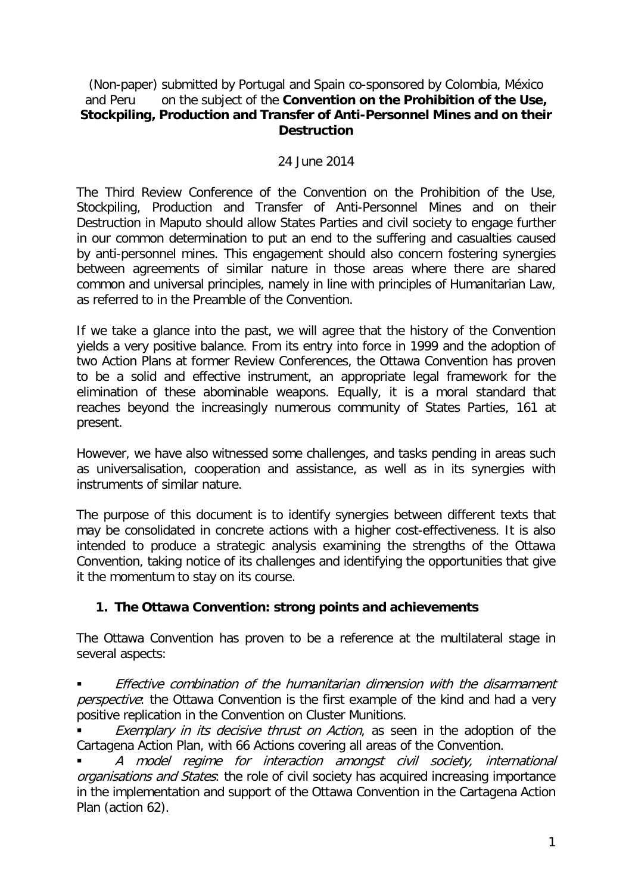(Non-paper) submitted by Portugal and Spain co-sponsored by Colombia, México and Peru on the subject of the **Convention on the Prohibition of the Use, Stockpiling, Production and Transfer of Anti-Personnel Mines and on their Destruction**

24 June 2014

The Third Review Conference of the Convention on the Prohibition of the Use, Stockpiling, Production and Transfer of Anti-Personnel Mines and on their Destruction in Maputo should allow States Parties and civil society to engage further in our common determination to put an end to the suffering and casualties caused by anti-personnel mines. This engagement should also concern fostering synergies between agreements of similar nature in those areas where there are shared common and universal principles, namely in line with principles of Humanitarian Law, as referred to in the Preamble of the Convention.

If we take a glance into the past, we will agree that the history of the Convention yields a very positive balance. From its entry into force in 1999 and the adoption of two Action Plans at former Review Conferences, the Ottawa Convention has proven to be a solid and effective instrument, an appropriate legal framework for the elimination of these abominable weapons. Equally, it is a moral standard that reaches beyond the increasingly numerous community of States Parties, 161 at present.

However, we have also witnessed some challenges, and tasks pending in areas such as universalisation, cooperation and assistance, as well as in its synergies with instruments of similar nature.

The purpose of this document is to identify synergies between different texts that may be consolidated in concrete actions with a higher cost-effectiveness. It is also intended to produce a strategic analysis examining the strengths of the Ottawa Convention, taking notice of its challenges and identifying the opportunities that give it the momentum to stay on its course.

## 1. The Ottawa Convention: strong points and achievements

The Ottawa Convention has proven to be a reference at the multilateral stage in several aspects:

- *Effective combination of the humanitarian dimension with the disarmament perspective*: the Ottawa Convention is the first example of the kind and had a very positive replication in the Convention on Cluster Munitions.
- *Exemplary in its decisive thrust on Action*, as seen in the adoption of the Cartagena Action Plan, with 66 Actions covering all areas of the Convention.
- *A model regime for interaction amongst civil society, international organisations and States*: the role of civil society has acquired increasing importance in the implementation and support of the Ottawa Convention in the Cartagena Action Plan (action 62).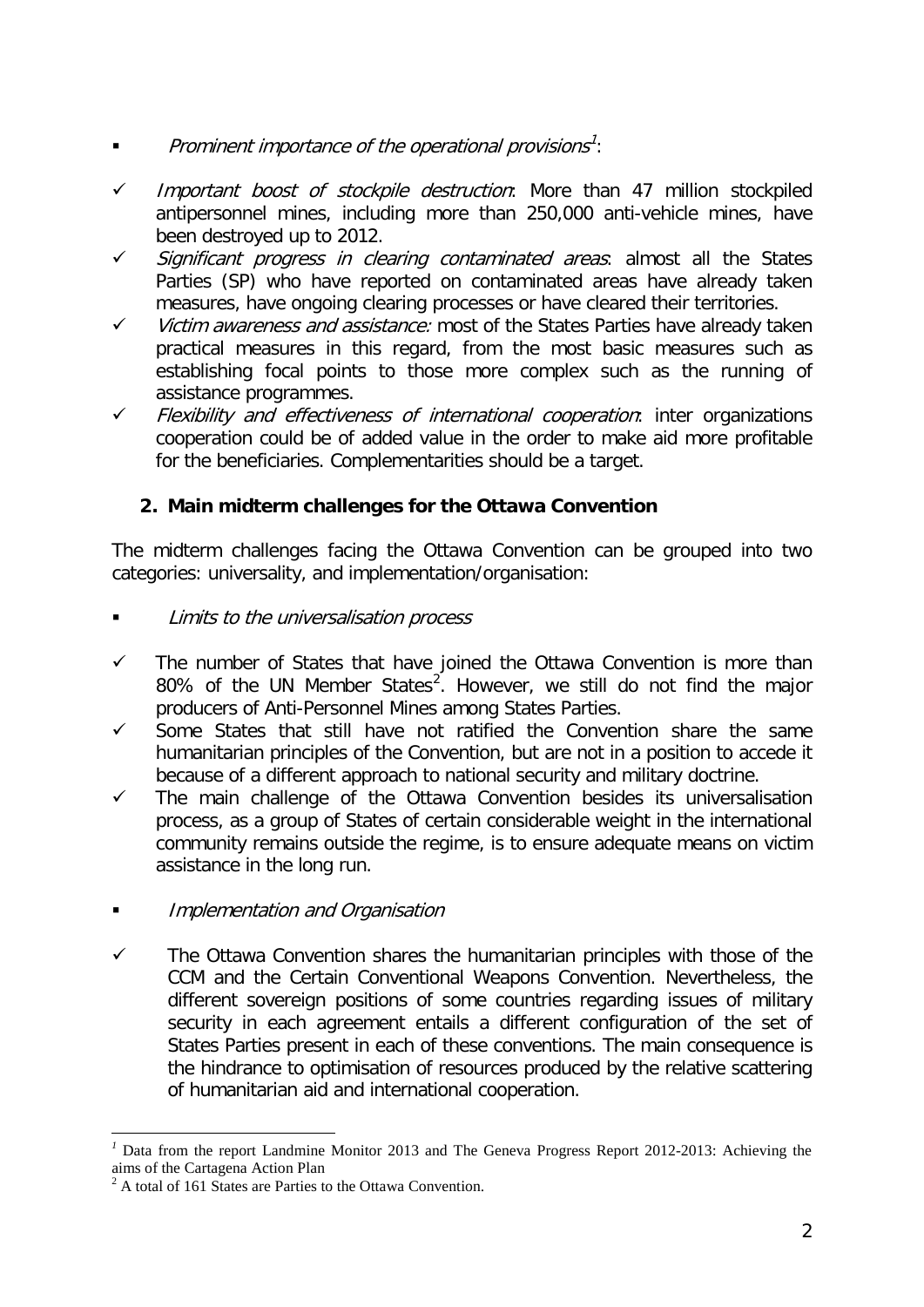- *Prominent importance of the operational provisions*[1]:

  - *Important boost of stockpile destruction*: More than 47 million stockpiled antipersonnel mines, including more than 250,000 anti-vehicle mines, have been destroyed up to 2012.
  - *Significant progress in clearing contaminated areas*: almost all the States Parties (SP) who have reported on contaminated areas have already taken measures, have ongoing clearing processes or have cleared their territories.
  - *Victim awareness and assistance:* most of the States Parties have already taken practical measures in this regard, from the most basic measures such as establishing focal points to those more complex such as the running of assistance programmes.
  - *Flexibility and effectiveness of international cooperation*: inter organizations cooperation could be of added value in the order to make aid more profitable for the beneficiaries. Complementarities should be a target.

## 2. Main midterm challenges for the Ottawa Convention

The midterm challenges facing the Ottawa Convention can be grouped into two categories: universality, and implementation/organisation:

- *Limits to the universalisation process*

  - The number of States that have joined the Ottawa Convention is more than 80% of the UN Member States[2]. However, we still do not find the major producers of Anti-Personnel Mines among States Parties.
  - Some States that still have not ratified the Convention share the same humanitarian principles of the Convention, but are not in a position to accede it because of a different approach to national security and military doctrine.
  - The main challenge of the Ottawa Convention besides its universalisation process, as a group of States of certain considerable weight in the international community remains outside the regime, is to ensure adequate means on victim assistance in the long run.

- *Implementation and Organisation*

  - The Ottawa Convention shares the humanitarian principles with those of the CCM and the Certain Conventional Weapons Convention. Nevertheless, the different sovereign positions of some countries regarding issues of military security in each agreement entails a different configuration of the set of States Parties present in each of these conventions. The main consequence is the hindrance to optimisation of resources produced by the relative scattering of humanitarian aid and international cooperation.

---

[1] Data from the report Landmine Monitor 2013 and The Geneva Progress Report 2012-2013: Achieving the aims of the Cartagena Action Plan

[2] A total of 161 States are Parties to the Ottawa Convention.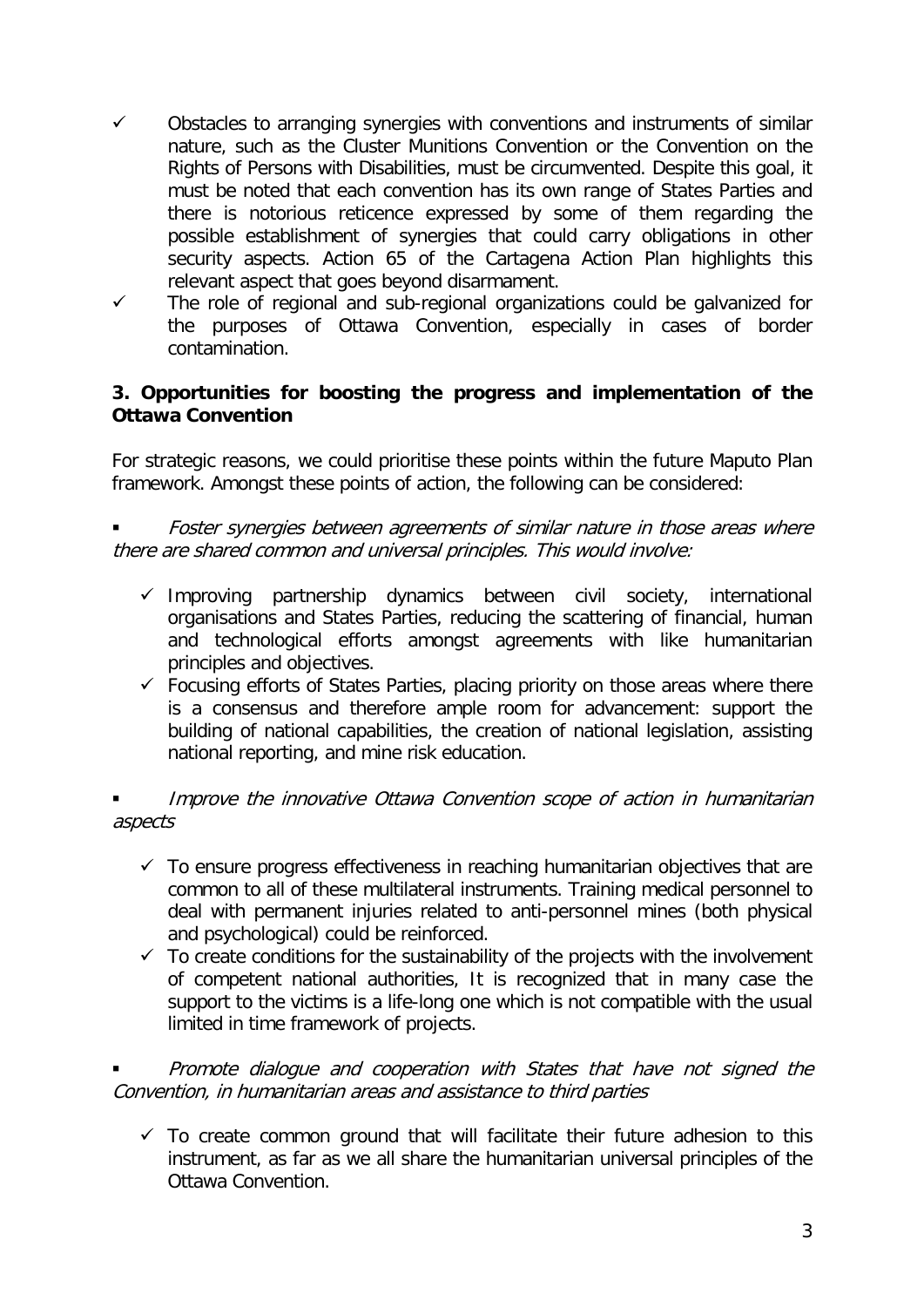- ✓ Obstacles to arranging synergies with conventions and instruments of similar nature, such as the Cluster Munitions Convention or the Convention on the Rights of Persons with Disabilities, must be circumvented. Despite this goal, it must be noted that each convention has its own range of States Parties and there is notorious reticence expressed by some of them regarding the possible establishment of synergies that could carry obligations in other security aspects. Action 65 of the Cartagena Action Plan highlights this relevant aspect that goes beyond disarmament.
- ✓ The role of regional and sub-regional organizations could be galvanized for the purposes of Ottawa Convention, especially in cases of border contamination.

**3. Opportunities for boosting the progress and implementation of the Ottawa Convention**

For strategic reasons, we could prioritise these points within the future Maputo Plan framework. Amongst these points of action, the following can be considered:

- *Foster synergies between agreements of similar nature in those areas where there are shared common and universal principles. This would involve:*
  - ✓ Improving partnership dynamics between civil society, international organisations and States Parties, reducing the scattering of financial, human and technological efforts amongst agreements with like humanitarian principles and objectives.
  - ✓ Focusing efforts of States Parties, placing priority on those areas where there is a consensus and therefore ample room for advancement: support the building of national capabilities, the creation of national legislation, assisting national reporting, and mine risk education.

- *Improve the innovative Ottawa Convention scope of action in humanitarian aspects*
  - ✓ To ensure progress effectiveness in reaching humanitarian objectives that are common to all of these multilateral instruments. Training medical personnel to deal with permanent injuries related to anti-personnel mines (both physical and psychological) could be reinforced.
  - ✓ To create conditions for the sustainability of the projects with the involvement of competent national authorities, It is recognized that in many case the support to the victims is a life-long one which is not compatible with the usual limited in time framework of projects.

- *Promote dialogue and cooperation with States that have not signed the Convention, in humanitarian areas and assistance to third parties*
  - ✓ To create common ground that will facilitate their future adhesion to this instrument, as far as we all share the humanitarian universal principles of the Ottawa Convention.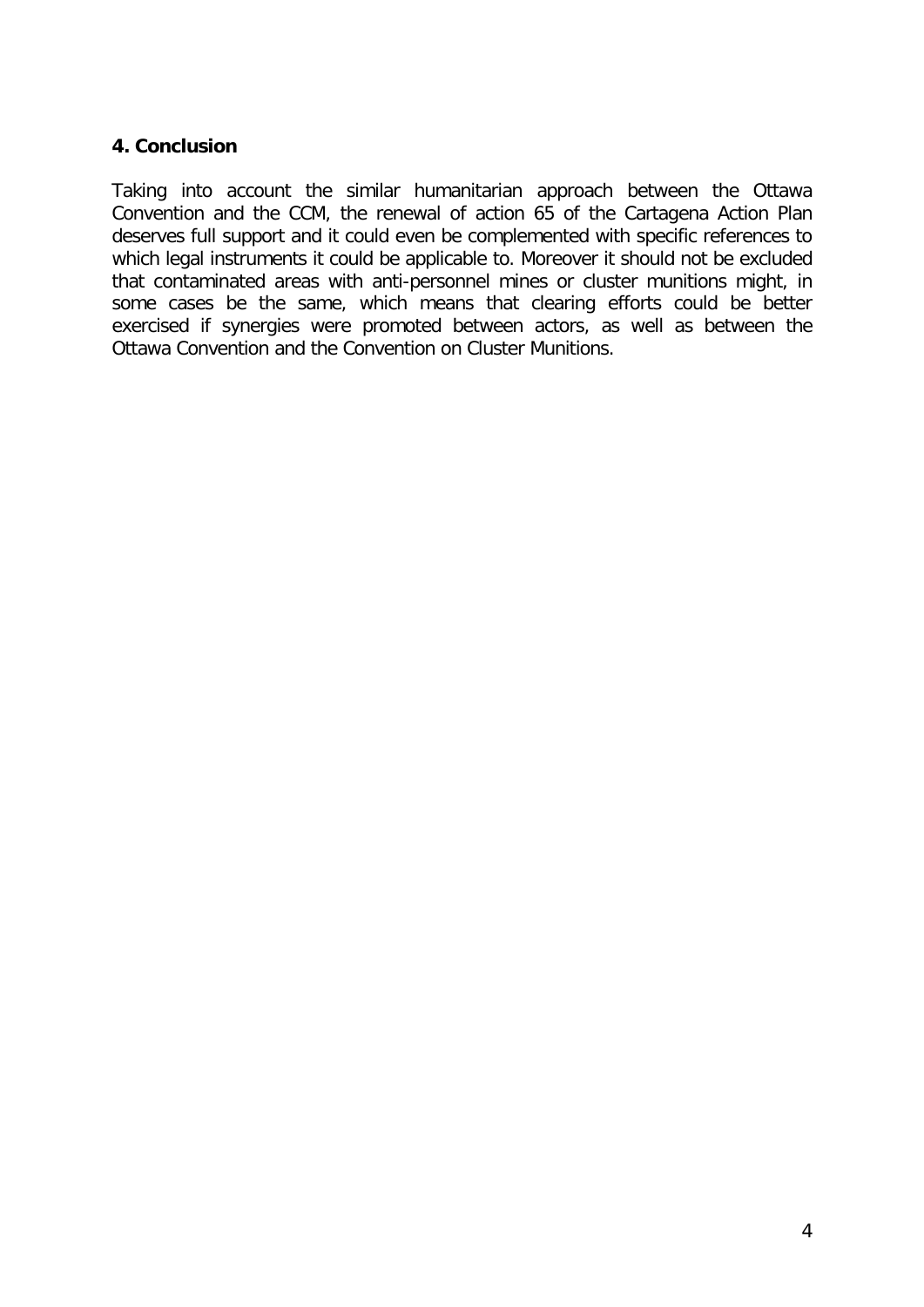## 4. Conclusion

Taking into account the similar humanitarian approach between the Ottawa Convention and the CCM, the renewal of action 65 of the Cartagena Action Plan deserves full support and it could even be complemented with specific references to which legal instruments it could be applicable to. Moreover it should not be excluded that contaminated areas with anti-personnel mines or cluster munitions might, in some cases be the same, which means that clearing efforts could be better exercised if synergies were promoted between actors, as well as between the Ottawa Convention and the Convention on Cluster Munitions.